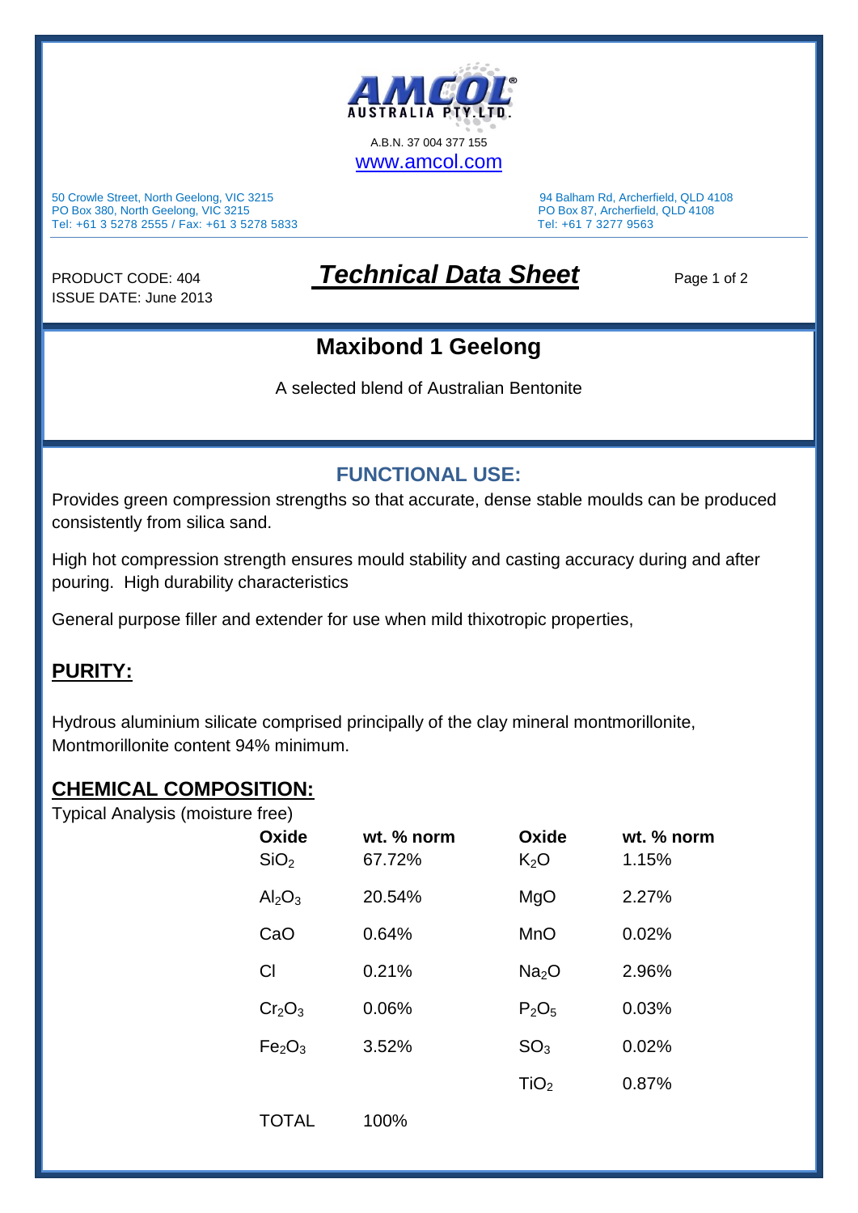AMCOL AUSTRALIA PTY. LTD.

A.B.N. 37 004 377 155

www.amcol.com

50 Crowle Street, North Geelong, VIC 3215
PO Box 380, North Geelong, VIC 3215
Tel: +61 3 5278 2555 / Fax: +61 3 5278 5833

94 Balham Rd, Archerfield, QLD 4108
PO Box 87, Archerfield, QLD 4108
Tel: +61 7 3277 9563

PRODUCT CODE: 404
ISSUE DATE: June 2013

# ***Technical Data Sheet***

## Maxibond 1 Geelong

A selected blend of Australian Bentonite

## FUNCTIONAL USE:

Provides green compression strengths so that accurate, dense stable moulds can be produced consistently from silica sand.

High hot compression strength ensures mould stability and casting accuracy during and after pouring. High durability characteristics

General purpose filler and extender for use when mild thixotropic properties,

## PURITY:

Hydrous aluminium silicate comprised principally of the clay mineral montmorillonite, Montmorillonite content 94% minimum.

## CHEMICAL COMPOSITION:

Typical Analysis (moisture free)

| Oxide | wt. % norm | Oxide | wt. % norm |
|---|---|---|---|
| $SiO_2$ | 67.72% | $K_2O$ | 1.15% |
| $Al_2O_3$ | 20.54% | MgO | 2.27% |
| CaO | 0.64% | MnO | 0.02% |
| Cl | 0.21% | $Na_2O$ | 2.96% |
| $Cr_2O_3$ | 0.06% | $P_2O_5$ | 0.03% |
| $Fe_2O_3$ | 3.52% | $SO_3$ | 0.02% |
| | | $TiO_2$ | 0.87% |
| TOTAL | 100% | | |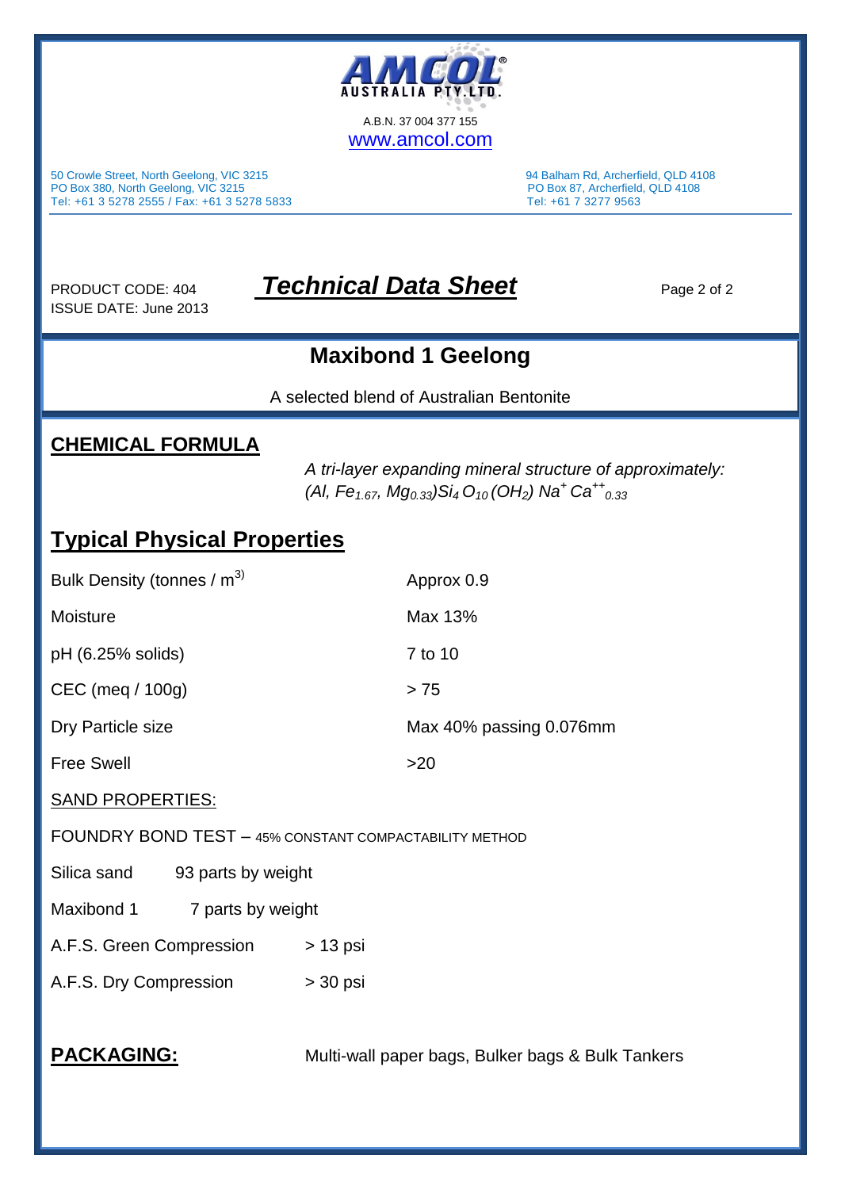AMCOL AUSTRALIA PTY.LTD.

A.B.N. 37 004 377 155
www.amcol.com

50 Crowle Street, North Geelong, VIC 3215
PO Box 380, North Geelong, VIC 3215
Tel: +61 3 5278 2555 / Fax: +61 3 5278 5833

94 Balham Rd, Archerfield, QLD 4108
PO Box 87, Archerfield, QLD 4108
Tel: +61 7 3277 9563

PRODUCT CODE: 404
ISSUE DATE: June 2013

# Technical Data Sheet

## Maxibond 1 Geelong

A selected blend of Australian Bentonite

## CHEMICAL FORMULA

*A tri-layer expanding mineral structure of approximately:*
$(Al, Fe_{1.67}, Mg_{0.33})Si_4 O_{10} (OH_2) Na^+ Ca^{++}{}_{0.33}$

## Typical Physical Properties

| | |
|---|---|
| Bulk Density (tonnes / $m^3$) | Approx 0.9 |
| Moisture | Max 13% |
| pH (6.25% solids) | 7 to 10 |
| CEC (meq / 100g) | > 75 |
| Dry Particle size | Max 40% passing 0.076mm |
| Free Swell | >20 |

SAND PROPERTIES:

FOUNDRY BOND TEST – 45% CONSTANT COMPACTABILITY METHOD

| | |
|---|---|
| Silica sand | 93 parts by weight |
| Maxibond 1 | 7 parts by weight |
| A.F.S. Green Compression | > 13 psi |
| A.F.S. Dry Compression | > 30 psi |

**PACKAGING:** Multi-wall paper bags, Bulker bags & Bulk Tankers